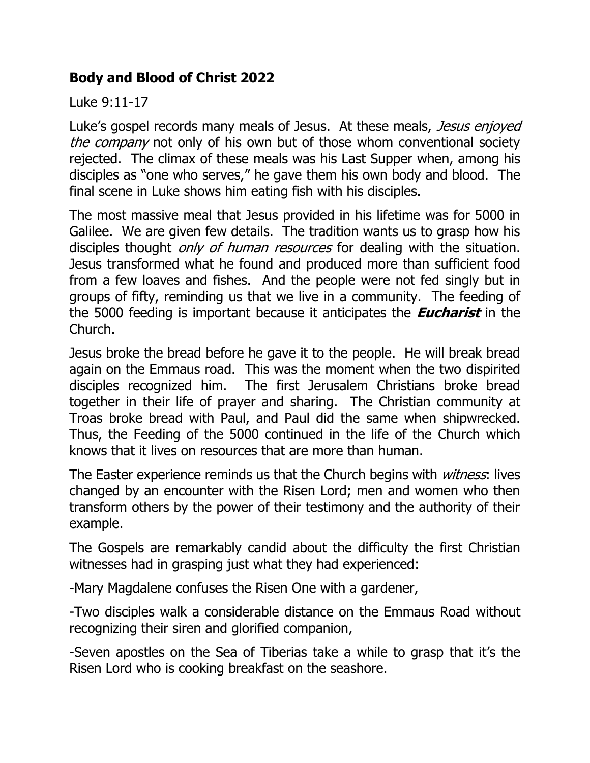## **Body and Blood of Christ 2022**

Luke 9:11-17

Luke's gospel records many meals of Jesus. At these meals, *Jesus enjoyed the company* not only of his own but of those whom conventional society rejected. The climax of these meals was his Last Supper when, among his disciples as "one who serves," he gave them his own body and blood. The final scene in Luke shows him eating fish with his disciples.

The most massive meal that Jesus provided in his lifetime was for 5000 in Galilee. We are given few details. The tradition wants us to grasp how his disciples thought *only of human resources* for dealing with the situation. Jesus transformed what he found and produced more than sufficient food from a few loaves and fishes. And the people were not fed singly but in groups of fifty, reminding us that we live in a community. The feeding of the 5000 feeding is important because it anticipates the ***Eucharist*** in the Church.

Jesus broke the bread before he gave it to the people. He will break bread again on the Emmaus road. This was the moment when the two dispirited disciples recognized him. The first Jerusalem Christians broke bread together in their life of prayer and sharing. The Christian community at Troas broke bread with Paul, and Paul did the same when shipwrecked. Thus, the Feeding of the 5000 continued in the life of the Church which knows that it lives on resources that are more than human.

The Easter experience reminds us that the Church begins with *witness*: lives changed by an encounter with the Risen Lord; men and women who then transform others by the power of their testimony and the authority of their example.

The Gospels are remarkably candid about the difficulty the first Christian witnesses had in grasping just what they had experienced:

-Mary Magdalene confuses the Risen One with a gardener,

-Two disciples walk a considerable distance on the Emmaus Road without recognizing their siren and glorified companion,

-Seven apostles on the Sea of Tiberias take a while to grasp that it's the Risen Lord who is cooking breakfast on the seashore.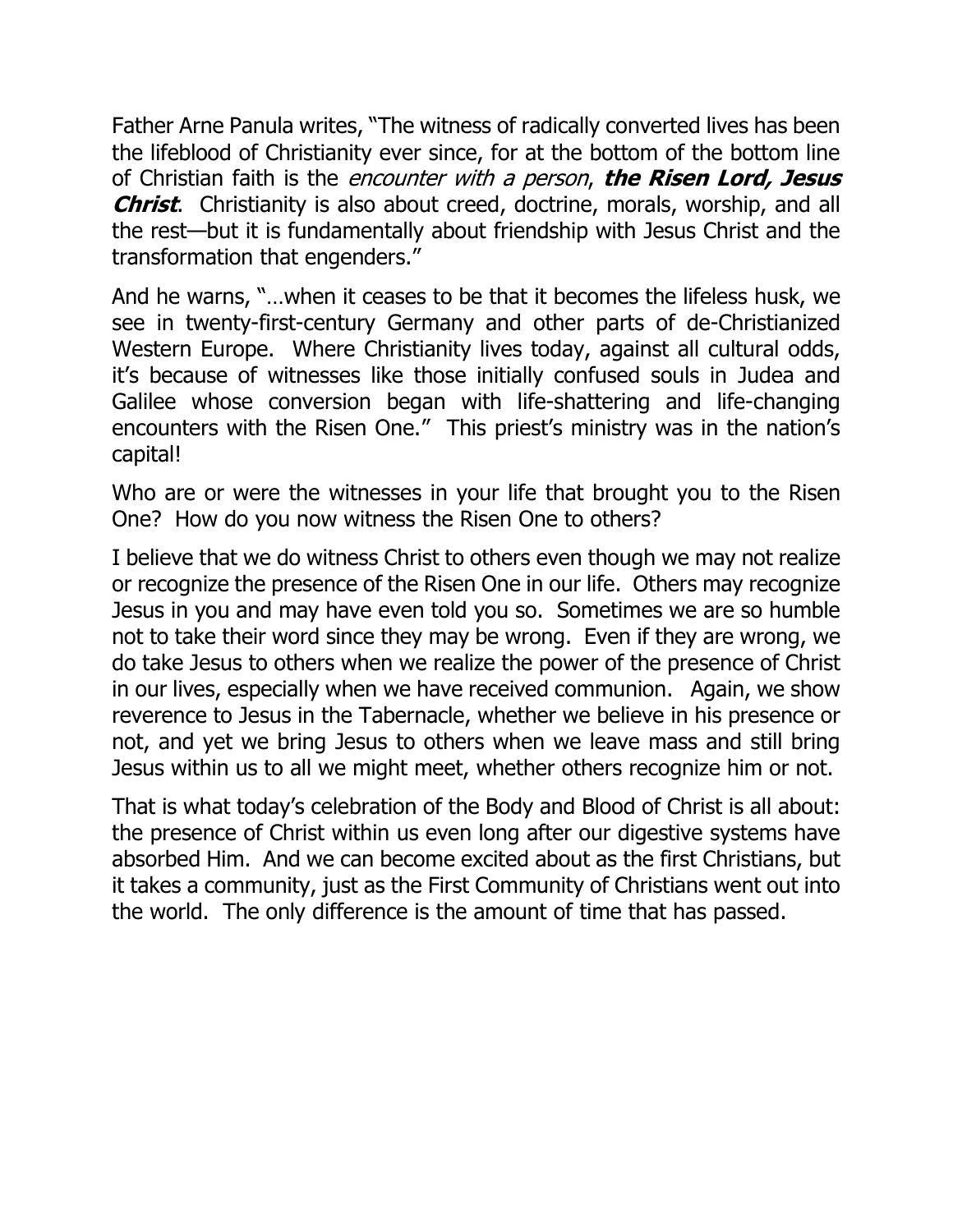Father Arne Panula writes, "The witness of radically converted lives has been the lifeblood of Christianity ever since, for at the bottom of the bottom line of Christian faith is the *encounter with a person*, ***the Risen Lord, Jesus Christ***. Christianity is also about creed, doctrine, morals, worship, and all the rest—but it is fundamentally about friendship with Jesus Christ and the transformation that engenders."

And he warns, "…when it ceases to be that it becomes the lifeless husk, we see in twenty-first-century Germany and other parts of de-Christianized Western Europe. Where Christianity lives today, against all cultural odds, it's because of witnesses like those initially confused souls in Judea and Galilee whose conversion began with life-shattering and life-changing encounters with the Risen One." This priest's ministry was in the nation's capital!

Who are or were the witnesses in your life that brought you to the Risen One? How do you now witness the Risen One to others?

I believe that we do witness Christ to others even though we may not realize or recognize the presence of the Risen One in our life. Others may recognize Jesus in you and may have even told you so. Sometimes we are so humble not to take their word since they may be wrong. Even if they are wrong, we do take Jesus to others when we realize the power of the presence of Christ in our lives, especially when we have received communion. Again, we show reverence to Jesus in the Tabernacle, whether we believe in his presence or not, and yet we bring Jesus to others when we leave mass and still bring Jesus within us to all we might meet, whether others recognize him or not.

That is what today's celebration of the Body and Blood of Christ is all about: the presence of Christ within us even long after our digestive systems have absorbed Him. And we can become excited about as the first Christians, but it takes a community, just as the First Community of Christians went out into the world. The only difference is the amount of time that has passed.